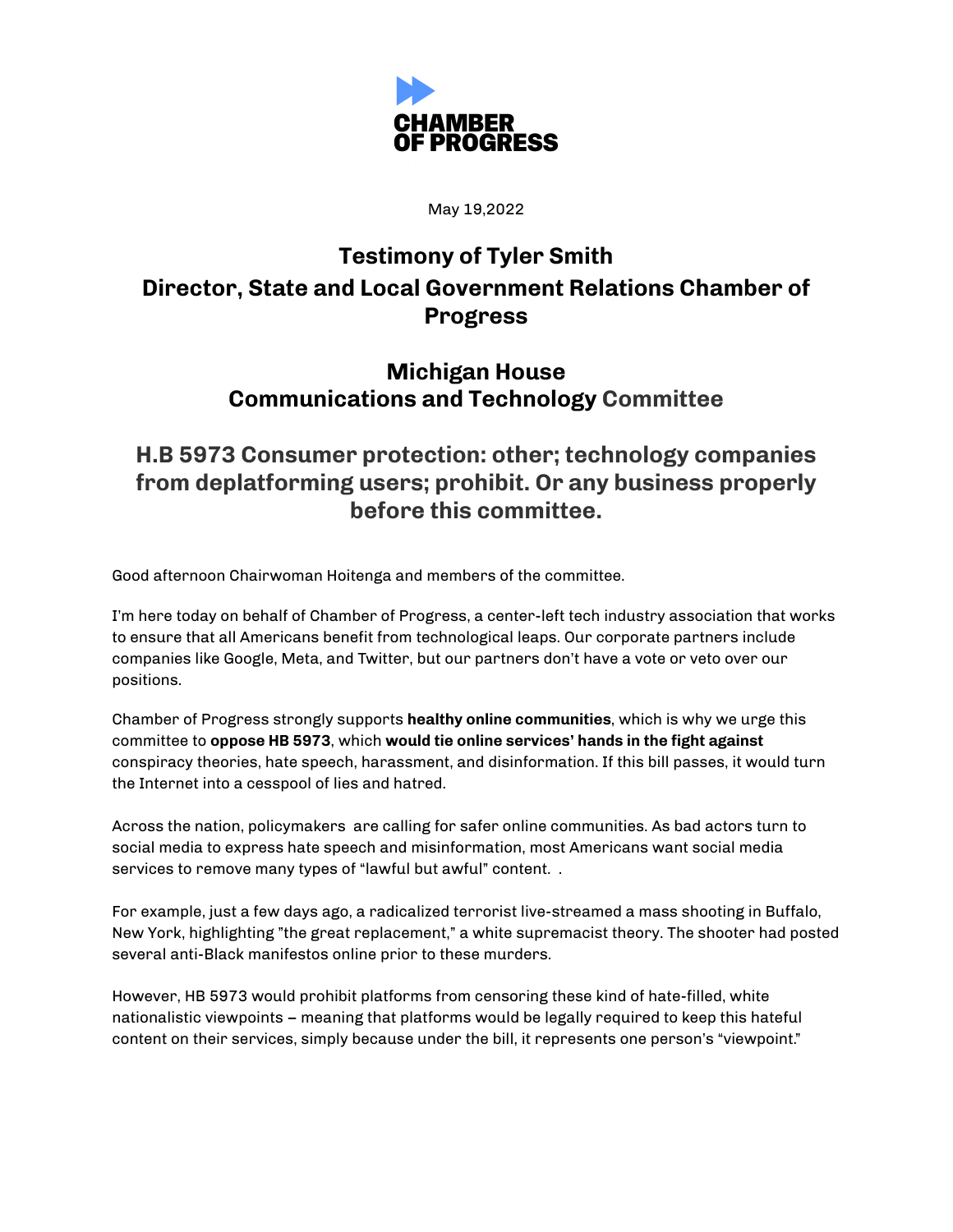**CHAMBER OF PROGRESS**

May 19,2022

# Testimony of Tyler Smith
# Director, State and Local Government Relations Chamber of Progress

## Michigan House
## Communications and Technology Committee

## H.B 5973 Consumer protection: other; technology companies from deplatforming users; prohibit. Or any business properly before this committee.

Good afternoon Chairwoman Hoitenga and members of the committee.

I'm here today on behalf of Chamber of Progress, a center-left tech industry association that works to ensure that all Americans benefit from technological leaps. Our corporate partners include companies like Google, Meta, and Twitter, but our partners don't have a vote or veto over our positions.

Chamber of Progress strongly supports **healthy online communities**, which is why we urge this committee to **oppose HB 5973**, which **would tie online services' hands in the fight against** conspiracy theories, hate speech, harassment, and disinformation. If this bill passes, it would turn the Internet into a cesspool of lies and hatred.

Across the nation, policymakers are calling for safer online communities. As bad actors turn to social media to express hate speech and misinformation, most Americans want social media services to remove many types of "lawful but awful" content. .

For example, just a few days ago, a radicalized terrorist live-streamed a mass shooting in Buffalo, New York, highlighting "the great replacement," a white supremacist theory. The shooter had posted several anti-Black manifestos online prior to these murders.

However, HB 5973 would prohibit platforms from censoring these kind of hate-filled, white nationalistic viewpoints – meaning that platforms would be legally required to keep this hateful content on their services, simply because under the bill, it represents one person's "viewpoint."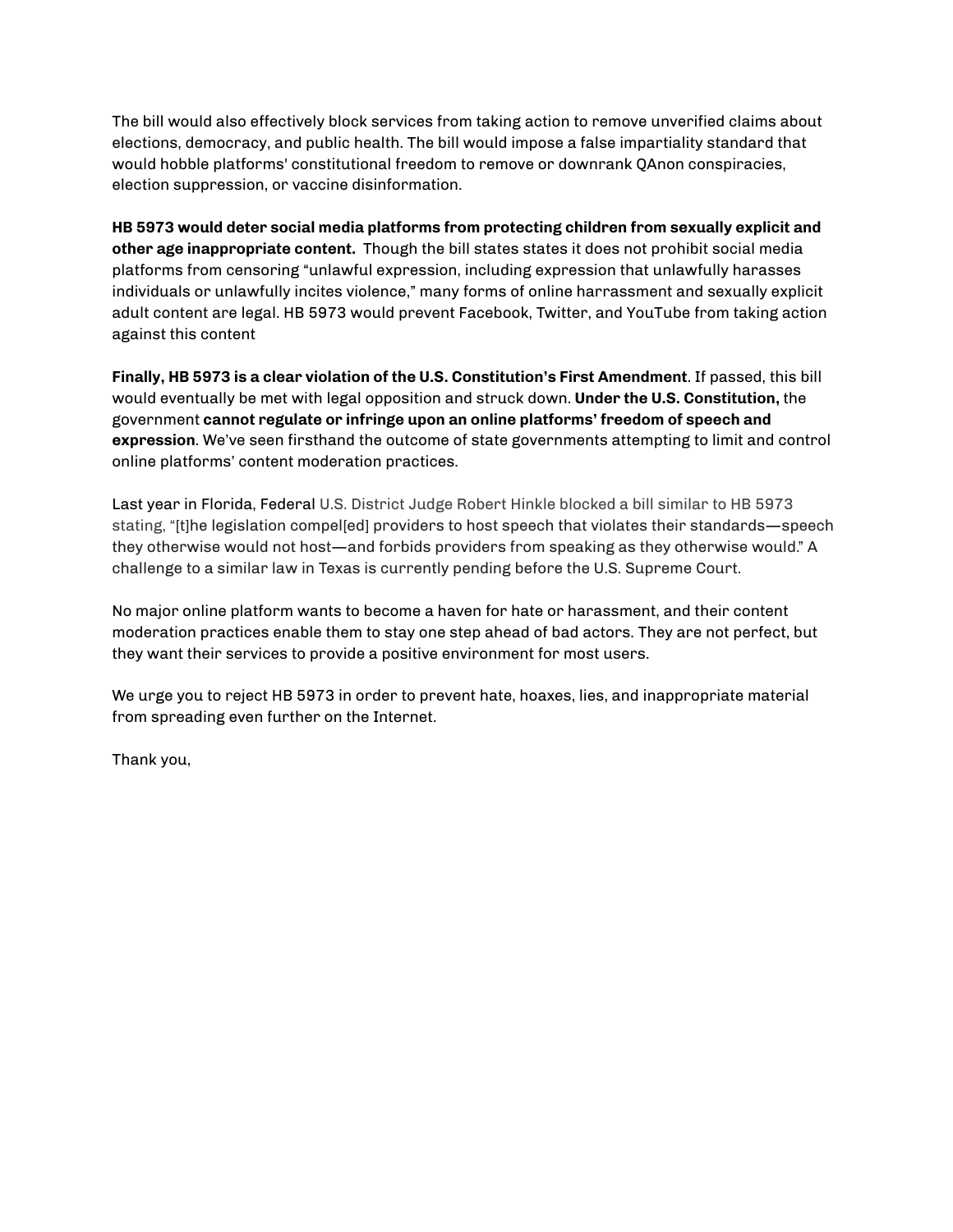The bill would also effectively block services from taking action to remove unverified claims about elections, democracy, and public health. The bill would impose a false impartiality standard that would hobble platforms' constitutional freedom to remove or downrank QAnon conspiracies, election suppression, or vaccine disinformation.

**HB 5973 would deter social media platforms from protecting children from sexually explicit and other age inappropriate content.** Though the bill states states it does not prohibit social media platforms from censoring "unlawful expression, including expression that unlawfully harasses individuals or unlawfully incites violence," many forms of online harrassment and sexually explicit adult content are legal. HB 5973 would prevent Facebook, Twitter, and YouTube from taking action against this content

**Finally, HB 5973 is a clear violation of the U.S. Constitution's First Amendment**. If passed, this bill would eventually be met with legal opposition and struck down. **Under the U.S. Constitution,** the government **cannot regulate or infringe upon an online platforms' freedom of speech and expression**. We've seen firsthand the outcome of state governments attempting to limit and control online platforms' content moderation practices.

Last year in Florida, Federal U.S. District Judge Robert Hinkle blocked a bill similar to HB 5973 stating, "[t]he legislation compel[ed] providers to host speech that violates their standards—speech they otherwise would not host—and forbids providers from speaking as they otherwise would." A challenge to a similar law in Texas is currently pending before the U.S. Supreme Court.

No major online platform wants to become a haven for hate or harassment, and their content moderation practices enable them to stay one step ahead of bad actors. They are not perfect, but they want their services to provide a positive environment for most users.

We urge you to reject HB 5973 in order to prevent hate, hoaxes, lies, and inappropriate material from spreading even further on the Internet.

Thank you,